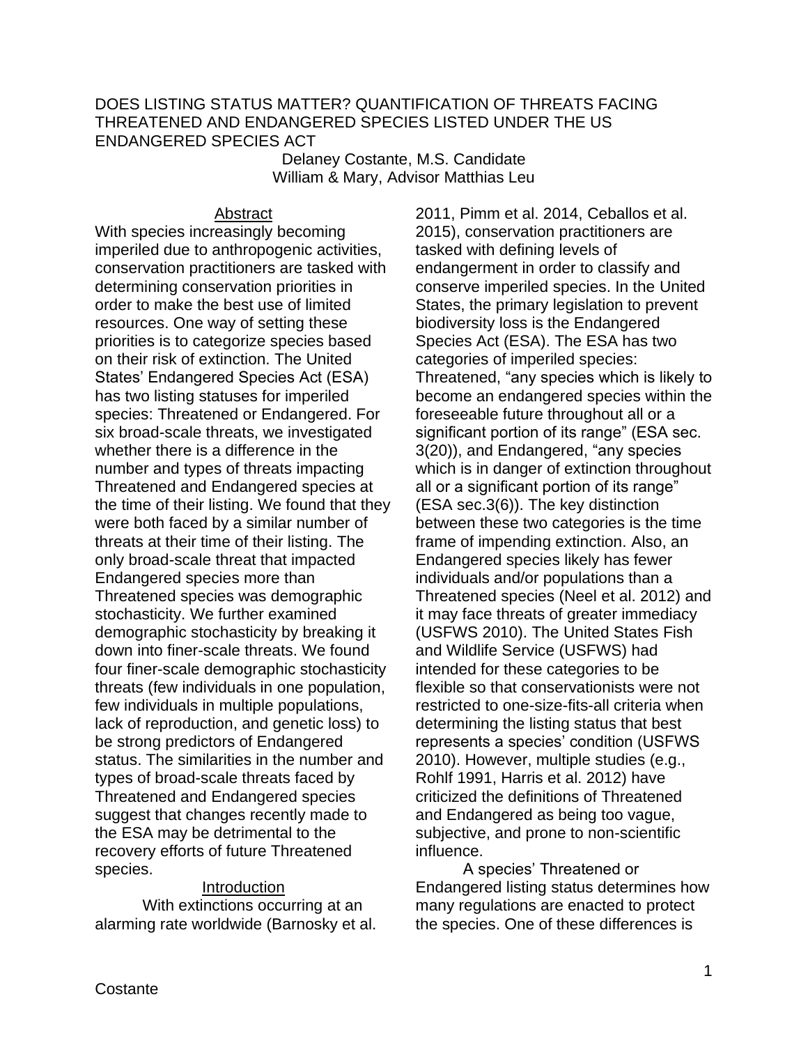# DOES LISTING STATUS MATTER? QUANTIFICATION OF THREATS FACING THREATENED AND ENDANGERED SPECIES LISTED UNDER THE US ENDANGERED SPECIES ACT

Delaney Costante, M.S. Candidate
William & Mary, Advisor Matthias Leu

## Abstract

With species increasingly becoming imperiled due to anthropogenic activities, conservation practitioners are tasked with determining conservation priorities in order to make the best use of limited resources. One way of setting these priorities is to categorize species based on their risk of extinction. The United States' Endangered Species Act (ESA) has two listing statuses for imperiled species: Threatened or Endangered. For six broad-scale threats, we investigated whether there is a difference in the number and types of threats impacting Threatened and Endangered species at the time of their listing. We found that they were both faced by a similar number of threats at their time of their listing. The only broad-scale threat that impacted Endangered species more than Threatened species was demographic stochasticity. We further examined demographic stochasticity by breaking it down into finer-scale threats. We found four finer-scale demographic stochasticity threats (few individuals in one population, few individuals in multiple populations, lack of reproduction, and genetic loss) to be strong predictors of Endangered status. The similarities in the number and types of broad-scale threats faced by Threatened and Endangered species suggest that changes recently made to the ESA may be detrimental to the recovery efforts of future Threatened species.

## Introduction

With extinctions occurring at an alarming rate worldwide (Barnosky et al. 2011, Pimm et al. 2014, Ceballos et al. 2015), conservation practitioners are tasked with defining levels of endangerment in order to classify and conserve imperiled species. In the United States, the primary legislation to prevent biodiversity loss is the Endangered Species Act (ESA). The ESA has two categories of imperiled species: Threatened, "any species which is likely to become an endangered species within the foreseeable future throughout all or a significant portion of its range" (ESA sec. 3(20)), and Endangered, "any species which is in danger of extinction throughout all or a significant portion of its range" (ESA sec.3(6)). The key distinction between these two categories is the time frame of impending extinction. Also, an Endangered species likely has fewer individuals and/or populations than a Threatened species (Neel et al. 2012) and it may face threats of greater immediacy (USFWS 2010). The United States Fish and Wildlife Service (USFWS) had intended for these categories to be flexible so that conservationists were not restricted to one-size-fits-all criteria when determining the listing status that best represents a species' condition (USFWS 2010). However, multiple studies (e.g., Rohlf 1991, Harris et al. 2012) have criticized the definitions of Threatened and Endangered as being too vague, subjective, and prone to non-scientific influence.

A species' Threatened or Endangered listing status determines how many regulations are enacted to protect the species. One of these differences is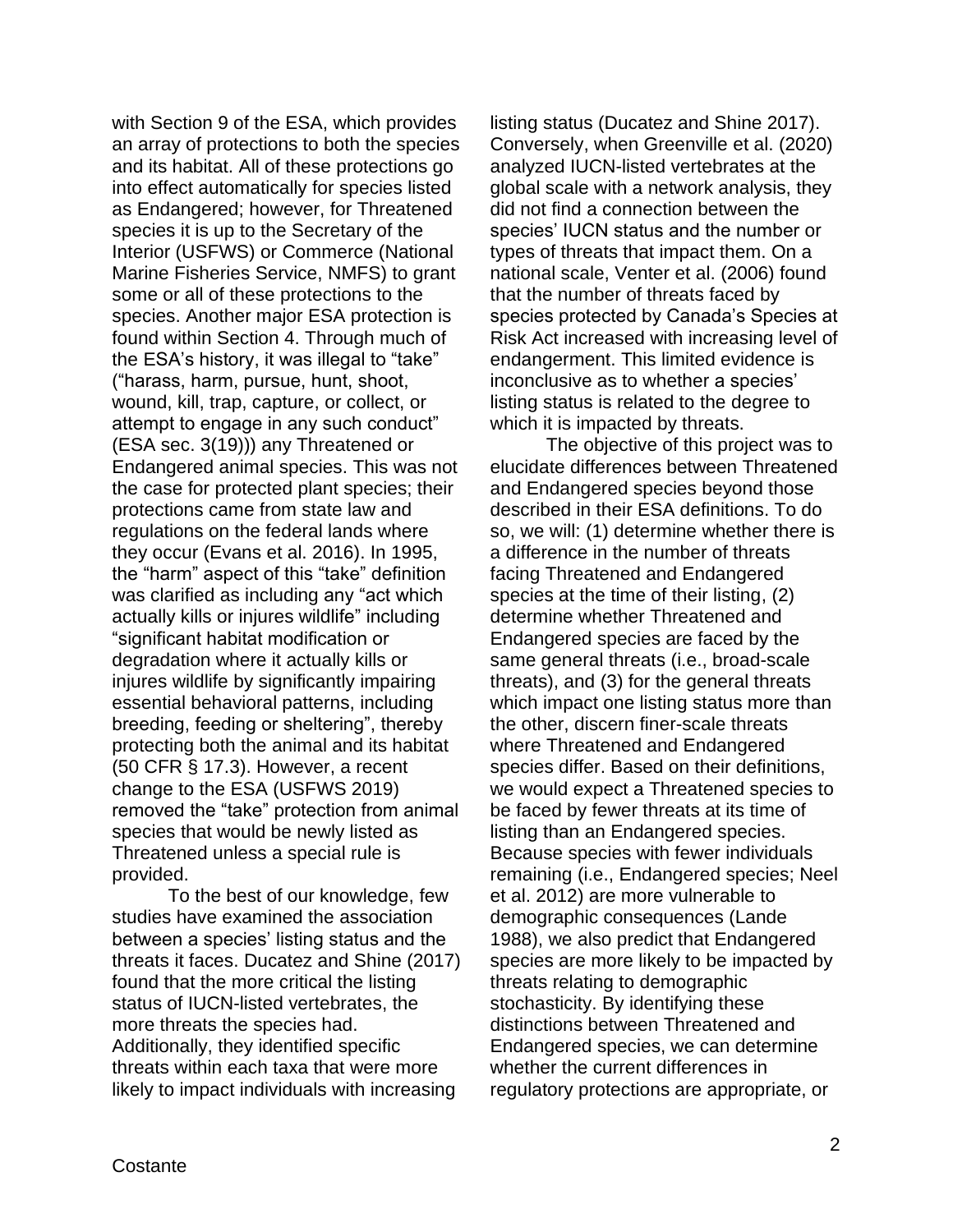with Section 9 of the ESA, which provides an array of protections to both the species and its habitat. All of these protections go into effect automatically for species listed as Endangered; however, for Threatened species it is up to the Secretary of the Interior (USFWS) or Commerce (National Marine Fisheries Service, NMFS) to grant some or all of these protections to the species. Another major ESA protection is found within Section 4. Through much of the ESA's history, it was illegal to "take" ("harass, harm, pursue, hunt, shoot, wound, kill, trap, capture, or collect, or attempt to engage in any such conduct" (ESA sec. 3(19))) any Threatened or Endangered animal species. This was not the case for protected plant species; their protections came from state law and regulations on the federal lands where they occur (Evans et al. 2016). In 1995, the "harm" aspect of this "take" definition was clarified as including any "act which actually kills or injures wildlife" including "significant habitat modification or degradation where it actually kills or injures wildlife by significantly impairing essential behavioral patterns, including breeding, feeding or sheltering", thereby protecting both the animal and its habitat (50 CFR § 17.3). However, a recent change to the ESA (USFWS 2019) removed the "take" protection from animal species that would be newly listed as Threatened unless a special rule is provided.

To the best of our knowledge, few studies have examined the association between a species' listing status and the threats it faces. Ducatez and Shine (2017) found that the more critical the listing status of IUCN-listed vertebrates, the more threats the species had. Additionally, they identified specific threats within each taxa that were more likely to impact individuals with increasing listing status (Ducatez and Shine 2017). Conversely, when Greenville et al. (2020) analyzed IUCN-listed vertebrates at the global scale with a network analysis, they did not find a connection between the species' IUCN status and the number or types of threats that impact them. On a national scale, Venter et al. (2006) found that the number of threats faced by species protected by Canada's Species at Risk Act increased with increasing level of endangerment. This limited evidence is inconclusive as to whether a species' listing status is related to the degree to which it is impacted by threats.

The objective of this project was to elucidate differences between Threatened and Endangered species beyond those described in their ESA definitions. To do so, we will: (1) determine whether there is a difference in the number of threats facing Threatened and Endangered species at the time of their listing, (2) determine whether Threatened and Endangered species are faced by the same general threats (i.e., broad-scale threats), and (3) for the general threats which impact one listing status more than the other, discern finer-scale threats where Threatened and Endangered species differ. Based on their definitions, we would expect a Threatened species to be faced by fewer threats at its time of listing than an Endangered species. Because species with fewer individuals remaining (i.e., Endangered species; Neel et al. 2012) are more vulnerable to demographic consequences (Lande 1988), we also predict that Endangered species are more likely to be impacted by threats relating to demographic stochasticity. By identifying these distinctions between Threatened and Endangered species, we can determine whether the current differences in regulatory protections are appropriate, or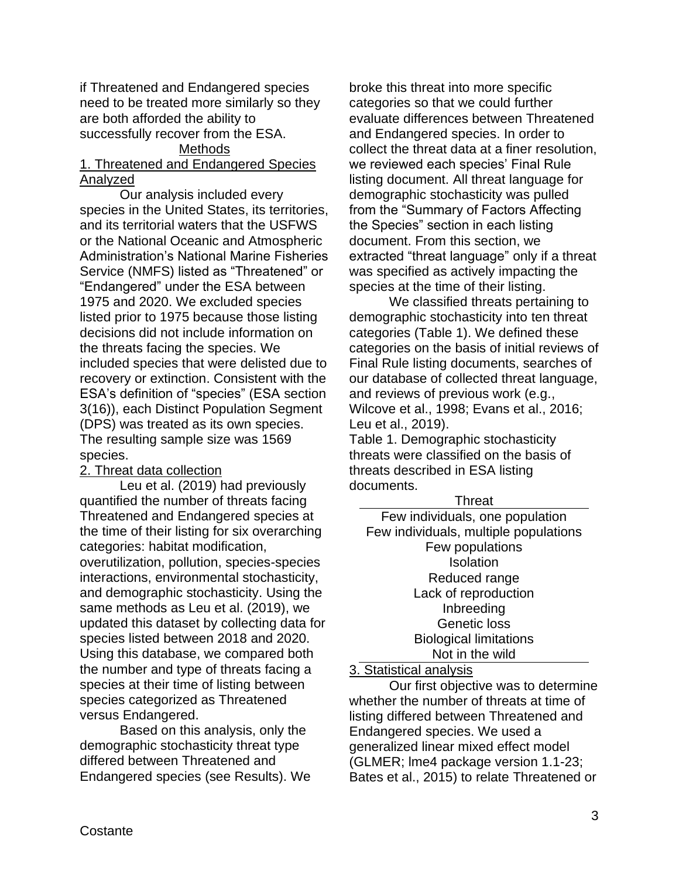if Threatened and Endangered species need to be treated more similarly so they are both afforded the ability to successfully recover from the ESA.

## Methods

### 1. Threatened and Endangered Species Analyzed

Our analysis included every species in the United States, its territories, and its territorial waters that the USFWS or the National Oceanic and Atmospheric Administration's National Marine Fisheries Service (NMFS) listed as "Threatened" or "Endangered" under the ESA between 1975 and 2020. We excluded species listed prior to 1975 because those listing decisions did not include information on the threats facing the species. We included species that were delisted due to recovery or extinction. Consistent with the ESA's definition of "species" (ESA section 3(16)), each Distinct Population Segment (DPS) was treated as its own species. The resulting sample size was 1569 species.

### 2. Threat data collection

Leu et al. (2019) had previously quantified the number of threats facing Threatened and Endangered species at the time of their listing for six overarching categories: habitat modification, overutilization, pollution, species-species interactions, environmental stochasticity, and demographic stochasticity. Using the same methods as Leu et al. (2019), we updated this dataset by collecting data for species listed between 2018 and 2020. Using this database, we compared both the number and type of threats facing a species at their time of listing between species categorized as Threatened versus Endangered.

Based on this analysis, only the demographic stochasticity threat type differed between Threatened and Endangered species (see Results). We broke this threat into more specific categories so that we could further evaluate differences between Threatened and Endangered species. In order to collect the threat data at a finer resolution, we reviewed each species' Final Rule listing document. All threat language for demographic stochasticity was pulled from the "Summary of Factors Affecting the Species" section in each listing document. From this section, we extracted "threat language" only if a threat was specified as actively impacting the species at the time of their listing.

We classified threats pertaining to demographic stochasticity into ten threat categories (Table 1). We defined these categories on the basis of initial reviews of Final Rule listing documents, searches of our database of collected threat language, and reviews of previous work (e.g., Wilcove et al., 1998; Evans et al., 2016; Leu et al., 2019).

Table 1. Demographic stochasticity threats were classified on the basis of threats described in ESA listing documents.

| Threat |
|---|
| Few individuals, one population |
| Few individuals, multiple populations |
| Few populations |
| Isolation |
| Reduced range |
| Lack of reproduction |
| Inbreeding |
| Genetic loss |
| Biological limitations |
| Not in the wild |

### 3. Statistical analysis

Our first objective was to determine whether the number of threats at time of listing differed between Threatened and Endangered species. We used a generalized linear mixed effect model (GLMER; lme4 package version 1.1-23; Bates et al., 2015) to relate Threatened or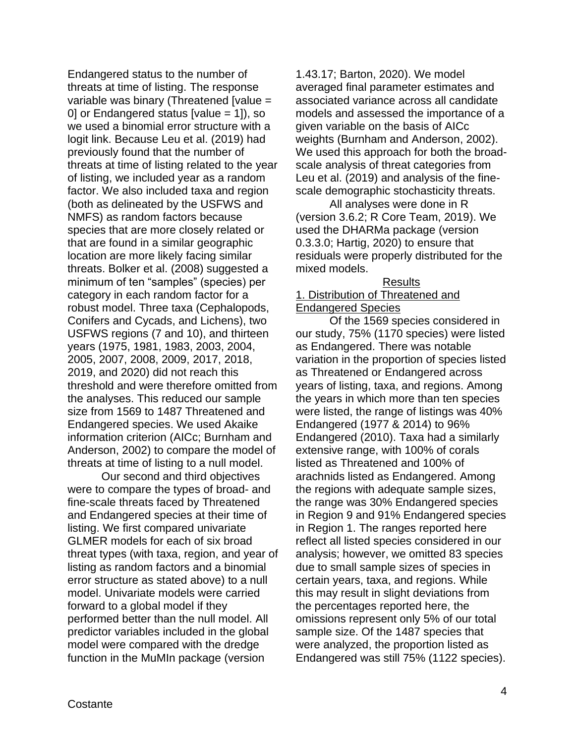Endangered status to the number of threats at time of listing. The response variable was binary (Threatened [value = 0] or Endangered status [value = 1]), so we used a binomial error structure with a logit link. Because Leu et al. (2019) had previously found that the number of threats at time of listing related to the year of listing, we included year as a random factor. We also included taxa and region (both as delineated by the USFWS and NMFS) as random factors because species that are more closely related or that are found in a similar geographic location are more likely facing similar threats. Bolker et al. (2008) suggested a minimum of ten "samples" (species) per category in each random factor for a robust model. Three taxa (Cephalopods, Conifers and Cycads, and Lichens), two USFWS regions (7 and 10), and thirteen years (1975, 1981, 1983, 2003, 2004, 2005, 2007, 2008, 2009, 2017, 2018, 2019, and 2020) did not reach this threshold and were therefore omitted from the analyses. This reduced our sample size from 1569 to 1487 Threatened and Endangered species. We used Akaike information criterion (AICc; Burnham and Anderson, 2002) to compare the model of threats at time of listing to a null model.

Our second and third objectives were to compare the types of broad- and fine-scale threats faced by Threatened and Endangered species at their time of listing. We first compared univariate GLMER models for each of six broad threat types (with taxa, region, and year of listing as random factors and a binomial error structure as stated above) to a null model. Univariate models were carried forward to a global model if they performed better than the null model. All predictor variables included in the global model were compared with the dredge function in the MuMIn package (version 1.43.17; Barton, 2020). We model averaged final parameter estimates and associated variance across all candidate models and assessed the importance of a given variable on the basis of AICc weights (Burnham and Anderson, 2002). We used this approach for both the broad-scale analysis of threat categories from Leu et al. (2019) and analysis of the fine-scale demographic stochasticity threats.

All analyses were done in R (version 3.6.2; R Core Team, 2019). We used the DHARMa package (version 0.3.3.0; Hartig, 2020) to ensure that residuals were properly distributed for the mixed models.

## Results

### 1. Distribution of Threatened and Endangered Species

Of the 1569 species considered in our study, 75% (1170 species) were listed as Endangered. There was notable variation in the proportion of species listed as Threatened or Endangered across years of listing, taxa, and regions. Among the years in which more than ten species were listed, the range of listings was 40% Endangered (1977 & 2014) to 96% Endangered (2010). Taxa had a similarly extensive range, with 100% of corals listed as Threatened and 100% of arachnids listed as Endangered. Among the regions with adequate sample sizes, the range was 30% Endangered species in Region 9 and 91% Endangered species in Region 1. The ranges reported here reflect all listed species considered in our analysis; however, we omitted 83 species due to small sample sizes of species in certain years, taxa, and regions. While this may result in slight deviations from the percentages reported here, the omissions represent only 5% of our total sample size. Of the 1487 species that were analyzed, the proportion listed as Endangered was still 75% (1122 species).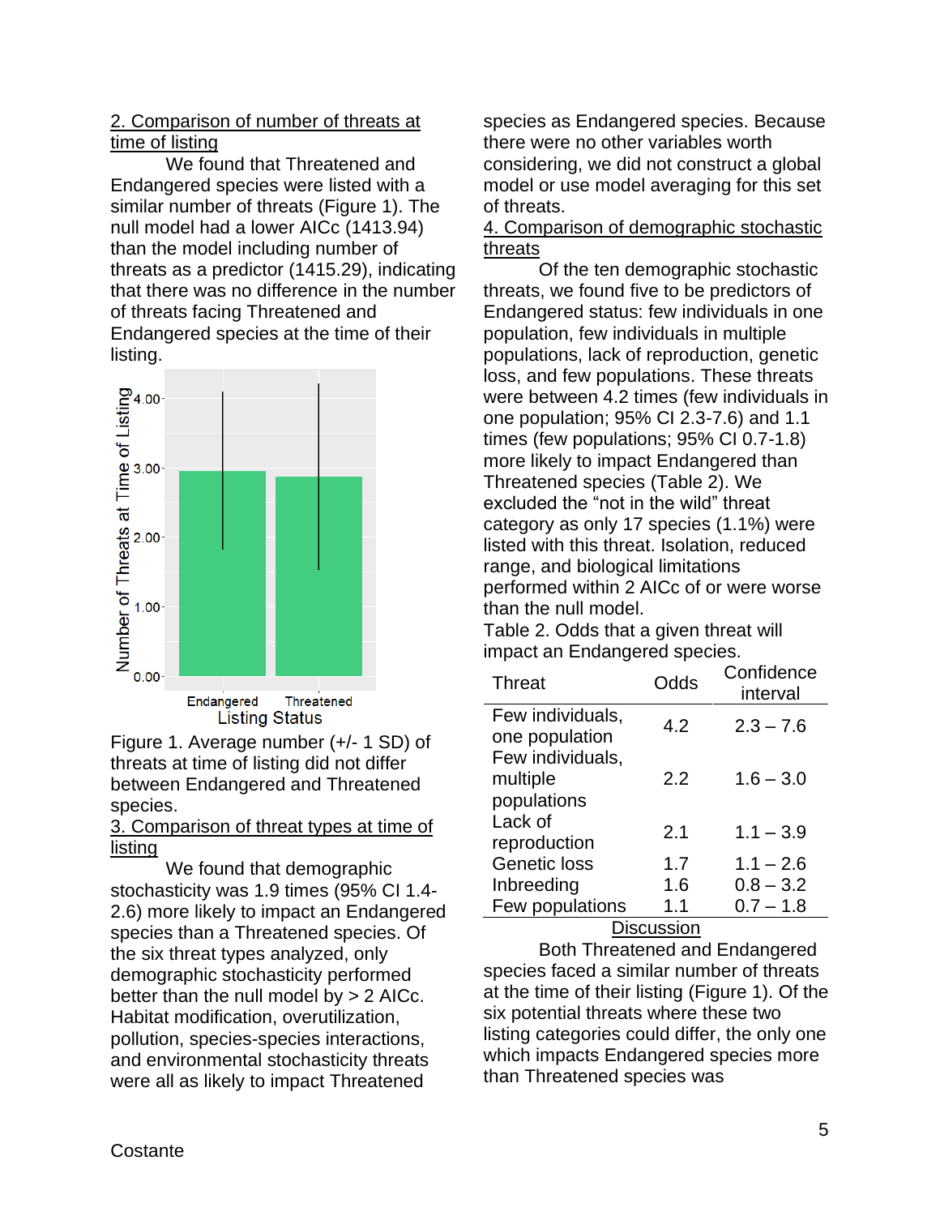### 2. Comparison of number of threats at time of listing

We found that Threatened and Endangered species were listed with a similar number of threats (Figure 1). The null model had a lower AICc (1413.94) than the model including number of threats as a predictor (1415.29), indicating that there was no difference in the number of threats facing Threatened and Endangered species at the time of their listing.

Figure 1. Average number (+/- 1 SD) of threats at time of listing did not differ between Endangered and Threatened species.

### 3. Comparison of threat types at time of listing

We found that demographic stochasticity was 1.9 times (95% CI 1.4-2.6) more likely to impact an Endangered species than a Threatened species. Of the six threat types analyzed, only demographic stochasticity performed better than the null model by > 2 AICc. Habitat modification, overutilization, pollution, species-species interactions, and environmental stochasticity threats were all as likely to impact Threatened species as Endangered species. Because there were no other variables worth considering, we did not construct a global model or use model averaging for this set of threats.

### 4. Comparison of demographic stochastic threats

Of the ten demographic stochastic threats, we found five to be predictors of Endangered status: few individuals in one population, few individuals in multiple populations, lack of reproduction, genetic loss, and few populations. These threats were between 4.2 times (few individuals in one population; 95% CI 2.3-7.6) and 1.1 times (few populations; 95% CI 0.7-1.8) more likely to impact Endangered than Threatened species (Table 2). We excluded the "not in the wild" threat category as only 17 species (1.1%) were listed with this threat. Isolation, reduced range, and biological limitations performed within 2 AICc of or were worse than the null model.

Table 2. Odds that a given threat will impact an Endangered species.

| Threat | Odds | Confidence interval |
|---|---|---|
| Few individuals, one population | 4.2 | 2.3 – 7.6 |
| Few individuals, multiple populations | 2.2 | 1.6 – 3.0 |
| Lack of reproduction | 2.1 | 1.1 – 3.9 |
| Genetic loss | 1.7 | 1.1 – 2.6 |
| Inbreeding | 1.6 | 0.8 – 3.2 |
| Few populations | 1.1 | 0.7 – 1.8 |

## Discussion

Both Threatened and Endangered species faced a similar number of threats at the time of their listing (Figure 1). Of the six potential threats where these two listing categories could differ, the only one which impacts Endangered species more than Threatened species was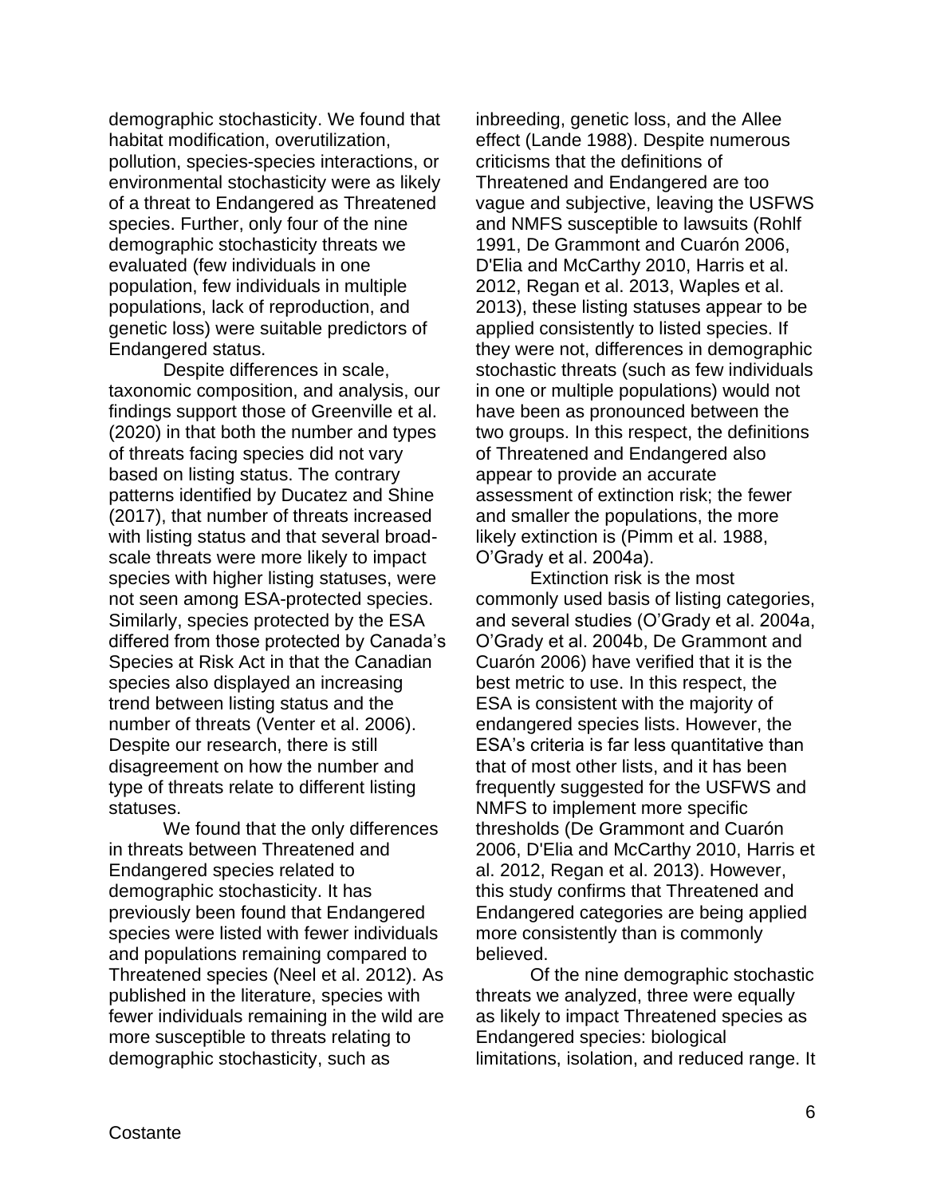demographic stochasticity. We found that habitat modification, overutilization, pollution, species-species interactions, or environmental stochasticity were as likely of a threat to Endangered as Threatened species. Further, only four of the nine demographic stochasticity threats we evaluated (few individuals in one population, few individuals in multiple populations, lack of reproduction, and genetic loss) were suitable predictors of Endangered status.

Despite differences in scale, taxonomic composition, and analysis, our findings support those of Greenville et al. (2020) in that both the number and types of threats facing species did not vary based on listing status. The contrary patterns identified by Ducatez and Shine (2017), that number of threats increased with listing status and that several broad-scale threats were more likely to impact species with higher listing statuses, were not seen among ESA-protected species. Similarly, species protected by the ESA differed from those protected by Canada's Species at Risk Act in that the Canadian species also displayed an increasing trend between listing status and the number of threats (Venter et al. 2006). Despite our research, there is still disagreement on how the number and type of threats relate to different listing statuses.

We found that the only differences in threats between Threatened and Endangered species related to demographic stochasticity. It has previously been found that Endangered species were listed with fewer individuals and populations remaining compared to Threatened species (Neel et al. 2012). As published in the literature, species with fewer individuals remaining in the wild are more susceptible to threats relating to demographic stochasticity, such as inbreeding, genetic loss, and the Allee effect (Lande 1988). Despite numerous criticisms that the definitions of Threatened and Endangered are too vague and subjective, leaving the USFWS and NMFS susceptible to lawsuits (Rohlf 1991, De Grammont and Cuarón 2006, D'Elia and McCarthy 2010, Harris et al. 2012, Regan et al. 2013, Waples et al. 2013), these listing statuses appear to be applied consistently to listed species. If they were not, differences in demographic stochastic threats (such as few individuals in one or multiple populations) would not have been as pronounced between the two groups. In this respect, the definitions of Threatened and Endangered also appear to provide an accurate assessment of extinction risk; the fewer and smaller the populations, the more likely extinction is (Pimm et al. 1988, O'Grady et al. 2004a).

Extinction risk is the most commonly used basis of listing categories, and several studies (O'Grady et al. 2004a, O'Grady et al. 2004b, De Grammont and Cuarón 2006) have verified that it is the best metric to use. In this respect, the ESA is consistent with the majority of endangered species lists. However, the ESA's criteria is far less quantitative than that of most other lists, and it has been frequently suggested for the USFWS and NMFS to implement more specific thresholds (De Grammont and Cuarón 2006, D'Elia and McCarthy 2010, Harris et al. 2012, Regan et al. 2013). However, this study confirms that Threatened and Endangered categories are being applied more consistently than is commonly believed.

Of the nine demographic stochastic threats we analyzed, three were equally as likely to impact Threatened species as Endangered species: biological limitations, isolation, and reduced range. It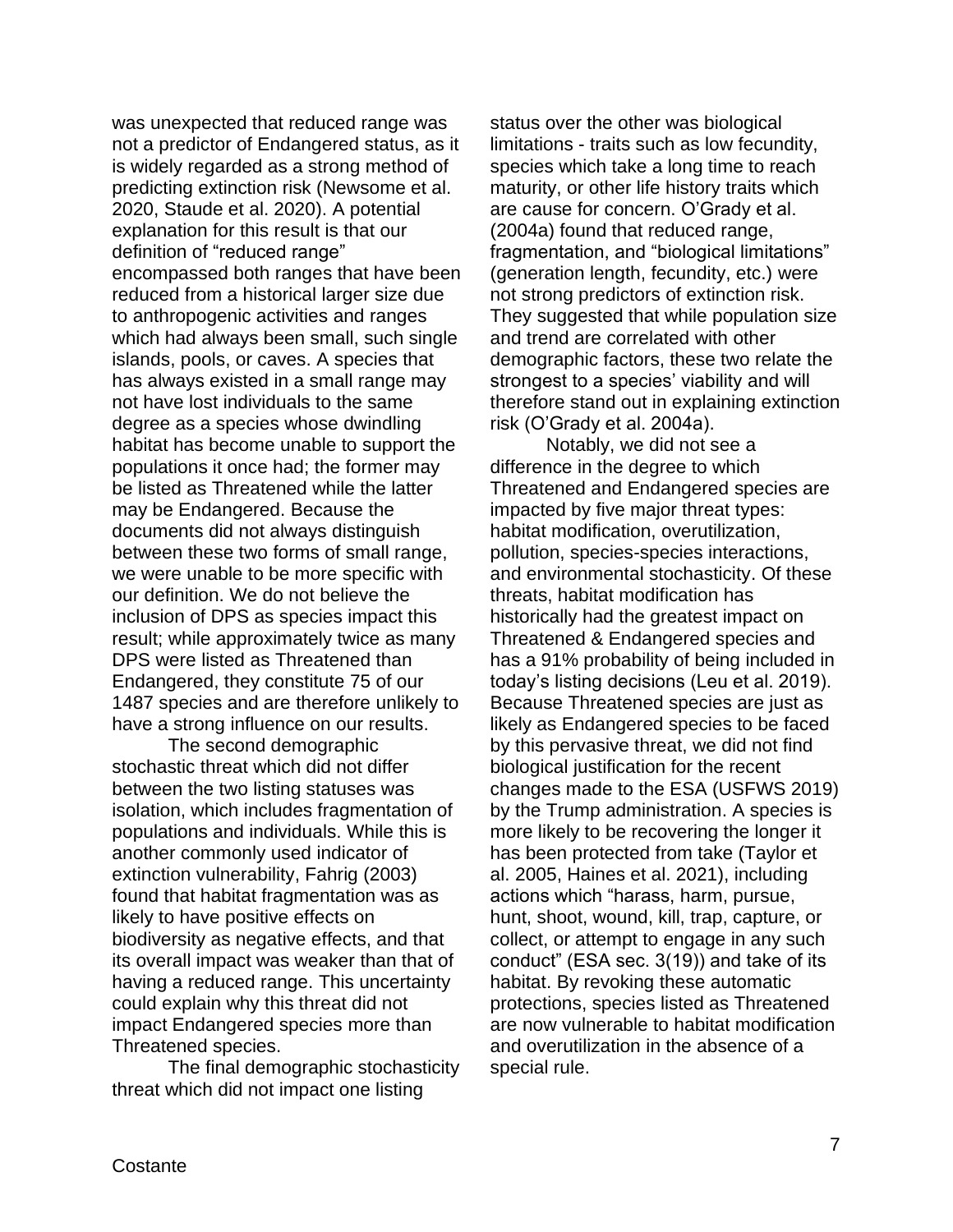was unexpected that reduced range was not a predictor of Endangered status, as it is widely regarded as a strong method of predicting extinction risk (Newsome et al. 2020, Staude et al. 2020). A potential explanation for this result is that our definition of "reduced range" encompassed both ranges that have been reduced from a historical larger size due to anthropogenic activities and ranges which had always been small, such single islands, pools, or caves. A species that has always existed in a small range may not have lost individuals to the same degree as a species whose dwindling habitat has become unable to support the populations it once had; the former may be listed as Threatened while the latter may be Endangered. Because the documents did not always distinguish between these two forms of small range, we were unable to be more specific with our definition. We do not believe the inclusion of DPS as species impact this result; while approximately twice as many DPS were listed as Threatened than Endangered, they constitute 75 of our 1487 species and are therefore unlikely to have a strong influence on our results.

The second demographic stochastic threat which did not differ between the two listing statuses was isolation, which includes fragmentation of populations and individuals. While this is another commonly used indicator of extinction vulnerability, Fahrig (2003) found that habitat fragmentation was as likely to have positive effects on biodiversity as negative effects, and that its overall impact was weaker than that of having a reduced range. This uncertainty could explain why this threat did not impact Endangered species more than Threatened species.

The final demographic stochasticity threat which did not impact one listing status over the other was biological limitations - traits such as low fecundity, species which take a long time to reach maturity, or other life history traits which are cause for concern. O'Grady et al. (2004a) found that reduced range, fragmentation, and "biological limitations" (generation length, fecundity, etc.) were not strong predictors of extinction risk. They suggested that while population size and trend are correlated with other demographic factors, these two relate the strongest to a species' viability and will therefore stand out in explaining extinction risk (O'Grady et al. 2004a).

Notably, we did not see a difference in the degree to which Threatened and Endangered species are impacted by five major threat types: habitat modification, overutilization, pollution, species-species interactions, and environmental stochasticity. Of these threats, habitat modification has historically had the greatest impact on Threatened & Endangered species and has a 91% probability of being included in today's listing decisions (Leu et al. 2019). Because Threatened species are just as likely as Endangered species to be faced by this pervasive threat, we did not find biological justification for the recent changes made to the ESA (USFWS 2019) by the Trump administration. A species is more likely to be recovering the longer it has been protected from take (Taylor et al. 2005, Haines et al. 2021), including actions which "harass, harm, pursue, hunt, shoot, wound, kill, trap, capture, or collect, or attempt to engage in any such conduct" (ESA sec. 3(19)) and take of its habitat. By revoking these automatic protections, species listed as Threatened are now vulnerable to habitat modification and overutilization in the absence of a special rule.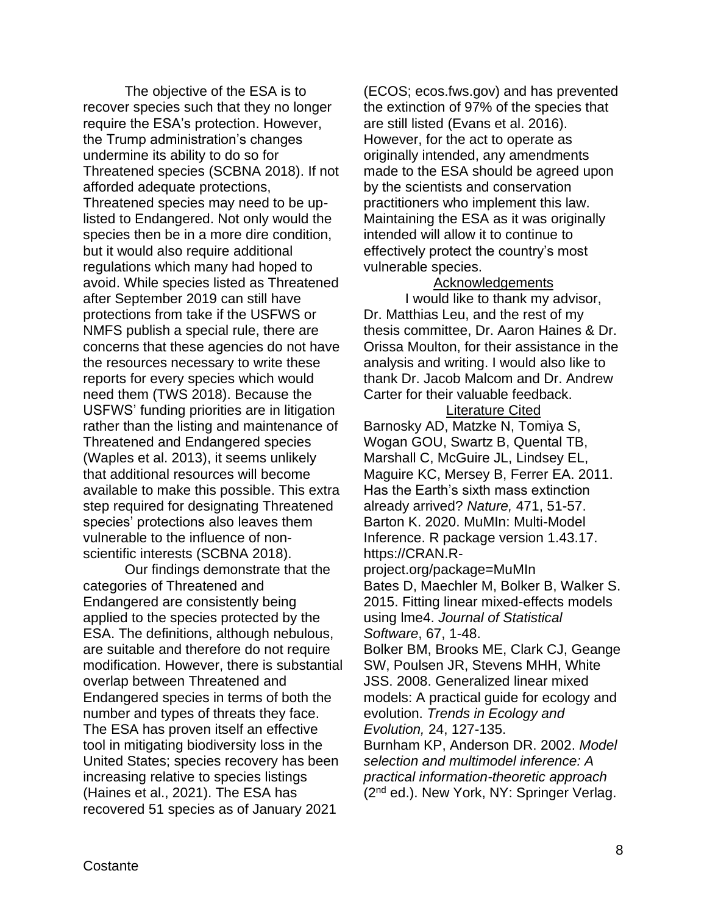The objective of the ESA is to recover species such that they no longer require the ESA's protection. However, the Trump administration's changes undermine its ability to do so for Threatened species (SCBNA 2018). If not afforded adequate protections, Threatened species may need to be up-listed to Endangered. Not only would the species then be in a more dire condition, but it would also require additional regulations which many had hoped to avoid. While species listed as Threatened after September 2019 can still have protections from take if the USFWS or NMFS publish a special rule, there are concerns that these agencies do not have the resources necessary to write these reports for every species which would need them (TWS 2018). Because the USFWS' funding priorities are in litigation rather than the listing and maintenance of Threatened and Endangered species (Waples et al. 2013), it seems unlikely that additional resources will become available to make this possible. This extra step required for designating Threatened species' protections also leaves them vulnerable to the influence of non-scientific interests (SCBNA 2018).

Our findings demonstrate that the categories of Threatened and Endangered are consistently being applied to the species protected by the ESA. The definitions, although nebulous, are suitable and therefore do not require modification. However, there is substantial overlap between Threatened and Endangered species in terms of both the number and types of threats they face. The ESA has proven itself an effective tool in mitigating biodiversity loss in the United States; species recovery has been increasing relative to species listings (Haines et al., 2021). The ESA has recovered 51 species as of January 2021 (ECOS; ecos.fws.gov) and has prevented the extinction of 97% of the species that are still listed (Evans et al. 2016). However, for the act to operate as originally intended, any amendments made to the ESA should be agreed upon by the scientists and conservation practitioners who implement this law. Maintaining the ESA as it was originally intended will allow it to continue to effectively protect the country's most vulnerable species.

## Acknowledgements

I would like to thank my advisor, Dr. Matthias Leu, and the rest of my thesis committee, Dr. Aaron Haines & Dr. Orissa Moulton, for their assistance in the analysis and writing. I would also like to thank Dr. Jacob Malcom and Dr. Andrew Carter for their valuable feedback.

## Literature Cited

Barnosky AD, Matzke N, Tomiya S, Wogan GOU, Swartz B, Quental TB, Marshall C, McGuire JL, Lindsey EL, Maguire KC, Mersey B, Ferrer EA. 2011. Has the Earth's sixth mass extinction already arrived? *Nature,* 471, 51-57.

Barton K. 2020. MuMIn: Multi-Model Inference. R package version 1.43.17. https://CRAN.R-project.org/package=MuMIn

Bates D, Maechler M, Bolker B, Walker S. 2015. Fitting linear mixed-effects models using lme4. *Journal of Statistical Software*, 67, 1-48.

Bolker BM, Brooks ME, Clark CJ, Geange SW, Poulsen JR, Stevens MHH, White JSS. 2008. Generalized linear mixed models: A practical guide for ecology and evolution. *Trends in Ecology and Evolution,* 24, 127-135.

Burnham KP, Anderson DR. 2002. *Model selection and multimodel inference: A practical information-theoretic approach* (2nd ed.). New York, NY: Springer Verlag.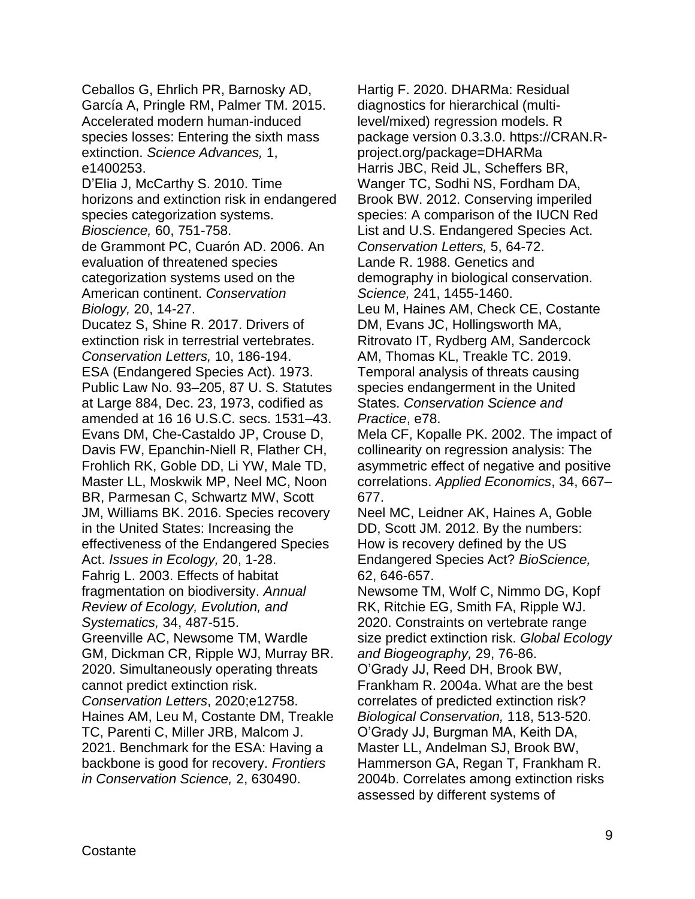Ceballos G, Ehrlich PR, Barnosky AD, García A, Pringle RM, Palmer TM. 2015. Accelerated modern human-induced species losses: Entering the sixth mass extinction. *Science Advances,* 1, e1400253.

D'Elia J, McCarthy S. 2010. Time horizons and extinction risk in endangered species categorization systems. *Bioscience,* 60, 751-758.

de Grammont PC, Cuarón AD. 2006. An evaluation of threatened species categorization systems used on the American continent. *Conservation Biology,* 20, 14-27.

Ducatez S, Shine R. 2017. Drivers of extinction risk in terrestrial vertebrates. *Conservation Letters,* 10, 186-194.

ESA (Endangered Species Act). 1973. Public Law No. 93–205, 87 U. S. Statutes at Large 884, Dec. 23, 1973, codified as amended at 16 16 U.S.C. secs. 1531–43.

Evans DM, Che-Castaldo JP, Crouse D, Davis FW, Epanchin-Niell R, Flather CH, Frohlich RK, Goble DD, Li YW, Male TD, Master LL, Moskwik MP, Neel MC, Noon BR, Parmesan C, Schwartz MW, Scott JM, Williams BK. 2016. Species recovery in the United States: Increasing the effectiveness of the Endangered Species Act. *Issues in Ecology,* 20, 1-28.

Fahrig L. 2003. Effects of habitat fragmentation on biodiversity. *Annual Review of Ecology, Evolution, and Systematics,* 34, 487-515.

Greenville AC, Newsome TM, Wardle GM, Dickman CR, Ripple WJ, Murray BR. 2020. Simultaneously operating threats cannot predict extinction risk. *Conservation Letters*, 2020;e12758.

Haines AM, Leu M, Costante DM, Treakle TC, Parenti C, Miller JRB, Malcom J. 2021. Benchmark for the ESA: Having a backbone is good for recovery. *Frontiers in Conservation Science,* 2, 630490.

Hartig F. 2020. DHARMa: Residual diagnostics for hierarchical (multi-level/mixed) regression models. R package version 0.3.3.0. https://CRAN.R-project.org/package=DHARMa

Harris JBC, Reid JL, Scheffers BR, Wanger TC, Sodhi NS, Fordham DA, Brook BW. 2012. Conserving imperiled species: A comparison of the IUCN Red List and U.S. Endangered Species Act. *Conservation Letters,* 5, 64-72.

Lande R. 1988. Genetics and demography in biological conservation. *Science,* 241, 1455-1460.

Leu M, Haines AM, Check CE, Costante DM, Evans JC, Hollingsworth MA, Ritrovato IT, Rydberg AM, Sandercock AM, Thomas KL, Treakle TC. 2019. Temporal analysis of threats causing species endangerment in the United States. *Conservation Science and Practice*, e78.

Mela CF, Kopalle PK. 2002. The impact of collinearity on regression analysis: The asymmetric effect of negative and positive correlations. *Applied Economics*, 34, 667–677.

Neel MC, Leidner AK, Haines A, Goble DD, Scott JM. 2012. By the numbers: How is recovery defined by the US Endangered Species Act? *BioScience,* 62, 646-657.

Newsome TM, Wolf C, Nimmo DG, Kopf RK, Ritchie EG, Smith FA, Ripple WJ. 2020. Constraints on vertebrate range size predict extinction risk. *Global Ecology and Biogeography,* 29, 76-86.

O'Grady JJ, Reed DH, Brook BW, Frankham R. 2004a. What are the best correlates of predicted extinction risk? *Biological Conservation,* 118, 513-520.

O'Grady JJ, Burgman MA, Keith DA, Master LL, Andelman SJ, Brook BW, Hammerson GA, Regan T, Frankham R. 2004b. Correlates among extinction risks assessed by different systems of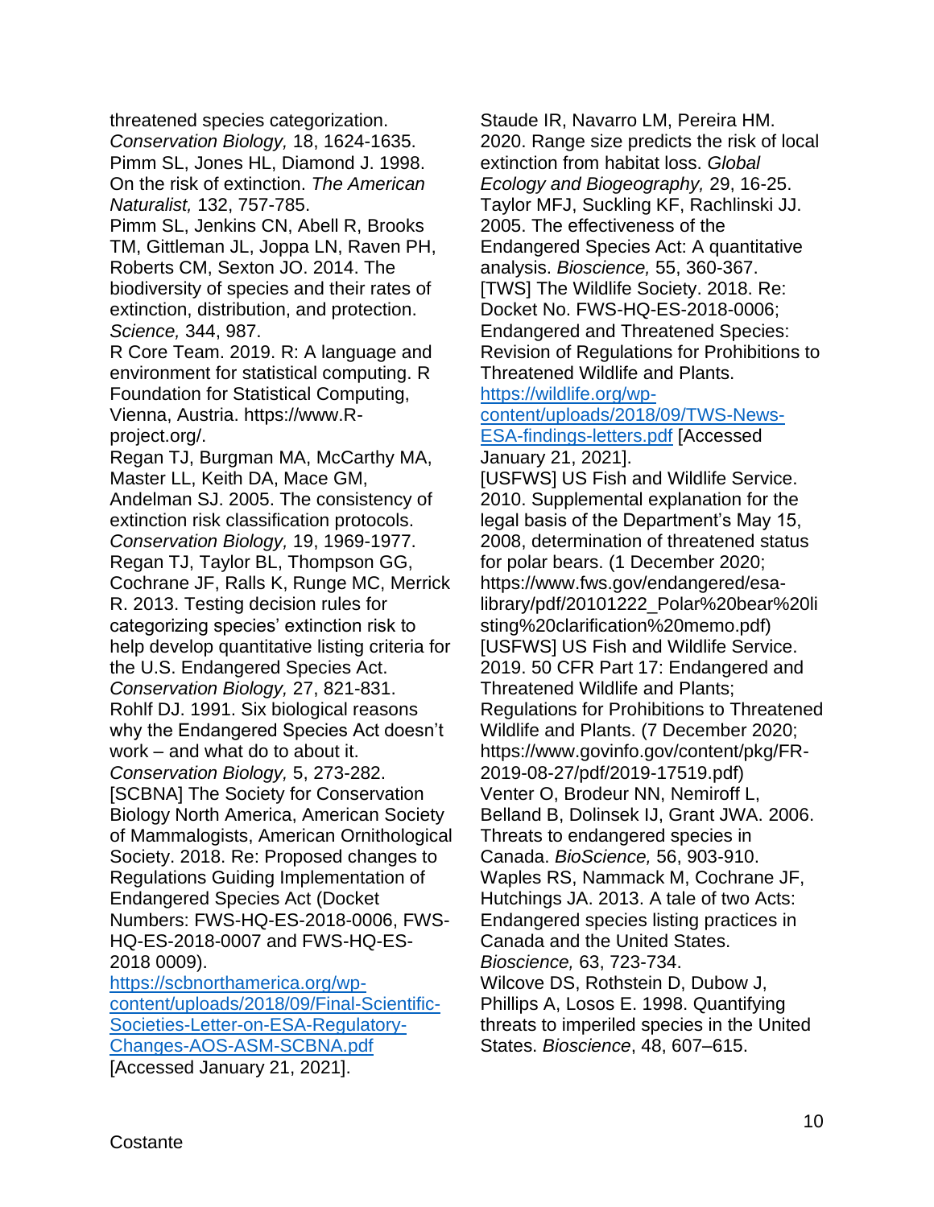threatened species categorization. *Conservation Biology,* 18, 1624-1635.

Pimm SL, Jones HL, Diamond J. 1998. On the risk of extinction. *The American Naturalist,* 132, 757-785.

Pimm SL, Jenkins CN, Abell R, Brooks TM, Gittleman JL, Joppa LN, Raven PH, Roberts CM, Sexton JO. 2014. The biodiversity of species and their rates of extinction, distribution, and protection. *Science,* 344, 987.

R Core Team. 2019. R: A language and environment for statistical computing. R Foundation for Statistical Computing, Vienna, Austria. https://www.R-project.org/.

Regan TJ, Burgman MA, McCarthy MA, Master LL, Keith DA, Mace GM, Andelman SJ. 2005. The consistency of extinction risk classification protocols. *Conservation Biology,* 19, 1969-1977.

Regan TJ, Taylor BL, Thompson GG, Cochrane JF, Ralls K, Runge MC, Merrick R. 2013. Testing decision rules for categorizing species' extinction risk to help develop quantitative listing criteria for the U.S. Endangered Species Act. *Conservation Biology,* 27, 821-831.

Rohlf DJ. 1991. Six biological reasons why the Endangered Species Act doesn't work – and what do to about it. *Conservation Biology,* 5, 273-282.

[SCBNA] The Society for Conservation Biology North America, American Society of Mammalogists, American Ornithological Society. 2018. Re: Proposed changes to Regulations Guiding Implementation of Endangered Species Act (Docket Numbers: FWS-HQ-ES-2018-0006, FWS-HQ-ES-2018-0007 and FWS-HQ-ES-2018 0009). https://scbnorthamerica.org/wp-content/uploads/2018/09/Final-Scientific-Societies-Letter-on-ESA-Regulatory-Changes-AOS-ASM-SCBNA.pdf [Accessed January 21, 2021].

Staude IR, Navarro LM, Pereira HM. 2020. Range size predicts the risk of local extinction from habitat loss. *Global Ecology and Biogeography,* 29, 16-25.

Taylor MFJ, Suckling KF, Rachlinski JJ. 2005. The effectiveness of the Endangered Species Act: A quantitative analysis. *Bioscience,* 55, 360-367.

[TWS] The Wildlife Society. 2018. Re: Docket No. FWS-HQ-ES-2018-0006; Endangered and Threatened Species: Revision of Regulations for Prohibitions to Threatened Wildlife and Plants. https://wildlife.org/wp-content/uploads/2018/09/TWS-News-ESA-findings-letters.pdf [Accessed January 21, 2021].

[USFWS] US Fish and Wildlife Service. 2010. Supplemental explanation for the legal basis of the Department's May 15, 2008, determination of threatened status for polar bears. (1 December 2020; https://www.fws.gov/endangered/esa-library/pdf/20101222_Polar%20bear%20listing%20clarification%20memo.pdf)

[USFWS] US Fish and Wildlife Service. 2019. 50 CFR Part 17: Endangered and Threatened Wildlife and Plants; Regulations for Prohibitions to Threatened Wildlife and Plants. (7 December 2020; https://www.govinfo.gov/content/pkg/FR-2019-08-27/pdf/2019-17519.pdf)

Venter O, Brodeur NN, Nemiroff L, Belland B, Dolinsek IJ, Grant JWA. 2006. Threats to endangered species in Canada. *BioScience,* 56, 903-910.

Waples RS, Nammack M, Cochrane JF, Hutchings JA. 2013. A tale of two Acts: Endangered species listing practices in Canada and the United States. *Bioscience,* 63, 723-734.

Wilcove DS, Rothstein D, Dubow J, Phillips A, Losos E. 1998. Quantifying threats to imperiled species in the United States. *Bioscience*, 48, 607–615.